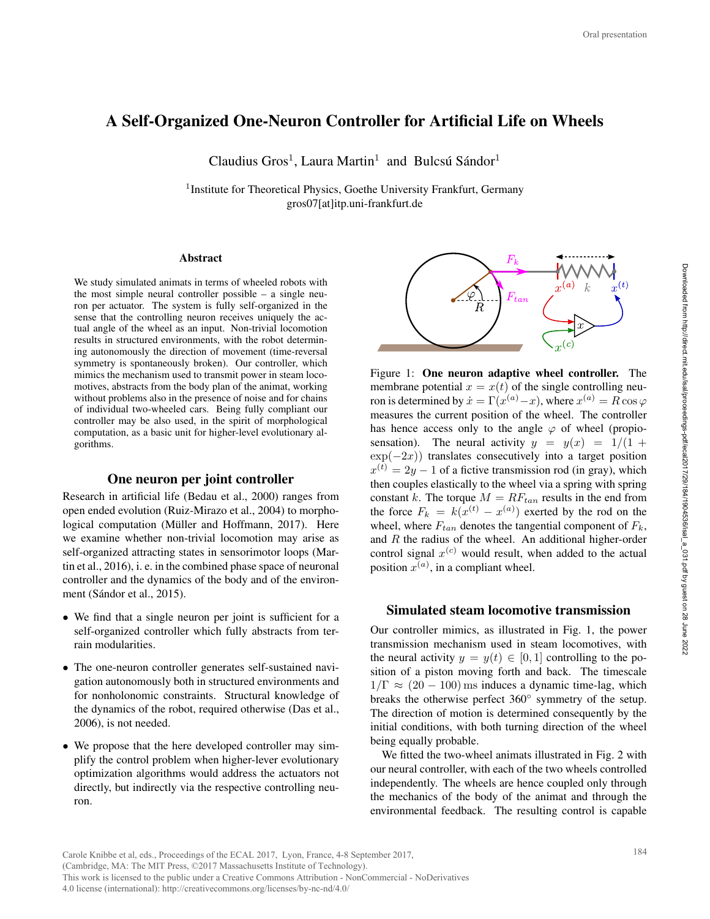# A Self-Organized One-Neuron Controller for Artificial Life on Wheels

Claudius Gros[1], Laura Martin[1] and Bulcsú Sándor[1]

[1]Institute for Theoretical Physics, Goethe University Frankfurt, Germany
gros07[at]itp.uni-frankfurt.de

### Abstract

We study simulated animats in terms of wheeled robots with the most simple neural controller possible – a single neuron per actuator. The system is fully self-organized in the sense that the controlling neuron receives uniquely the actual angle of the wheel as an input. Non-trivial locomotion results in structured environments, with the robot determining autonomously the direction of movement (time-reversal symmetry is spontaneously broken). Our controller, which mimics the mechanism used to transmit power in steam locomotives, abstracts from the body plan of the animat, working without problems also in the presence of noise and for chains of individual two-wheeled cars. Being fully compliant our controller may be also used, in the spirit of morphological computation, as a basic unit for higher-level evolutionary algorithms.

## One neuron per joint controller

Research in artificial life (Bedau et al., 2000) ranges from open ended evolution (Ruiz-Mirazo et al., 2004) to morphological computation (Müller and Hoffmann, 2017). Here we examine whether non-trivial locomotion may arise as self-organized attracting states in sensorimotor loops (Martin et al., 2016), i. e. in the combined phase space of neuronal controller and the dynamics of the body and of the environment (Sándor et al., 2015).

- We find that a single neuron per joint is sufficient for a self-organized controller which fully abstracts from terrain modularities.
- The one-neuron controller generates self-sustained navigation autonomously both in structured environments and for nonholonomic constraints. Structural knowledge of the dynamics of the robot, required otherwise (Das et al., 2006), is not needed.
- We propose that the here developed controller may simplify the control problem when higher-lever evolutionary optimization algorithms would address the actuators not directly, but indirectly via the respective controlling neuron.

Figure 1: **One neuron adaptive wheel controller.** The membrane potential $x = x(t)$ of the single controlling neuron is determined by $\dot{x} = \Gamma(x^{(a)} - x)$, where $x^{(a)} = R\cos\varphi$ measures the current position of the wheel. The controller has hence access only to the angle $\varphi$ of wheel (propiosensation). The neural activity $y = y(x) = 1/(1 + \exp(-2x))$ translates consecutively into a target position $x^{(t)} = 2y - 1$ of a fictive transmission rod (in gray), which then couples elastically to the wheel via a spring with spring constant $k$. The torque $M = RF_{tan}$ results in the end from the force $F_k = k(x^{(t)} - x^{(a)})$ exerted by the rod on the wheel, where $F_{tan}$ denotes the tangential component of $F_k$, and $R$ the radius of the wheel. An additional higher-order control signal $x^{(c)}$ would result, when added to the actual position $x^{(a)}$, in a compliant wheel.

## Simulated steam locomotive transmission

Our controller mimics, as illustrated in Fig. 1, the power transmission mechanism used in steam locomotives, with the neural activity $y = y(t) \in [0, 1]$ controlling to the position of a piston moving forth and back. The timescale $1/\Gamma \approx (20 - 100)\,\mathrm{ms}$ induces a dynamic time-lag, which breaks the otherwise perfect $360^\circ$ symmetry of the setup. The direction of motion is determined consequently by the initial conditions, with both turning direction of the wheel being equally probable.

We fitted the two-wheel animats illustrated in Fig. 2 with our neural controller, with each of the two wheels controlled independently. The wheels are hence coupled only through the mechanics of the body of the animat and through the environmental feedback. The resulting control is capable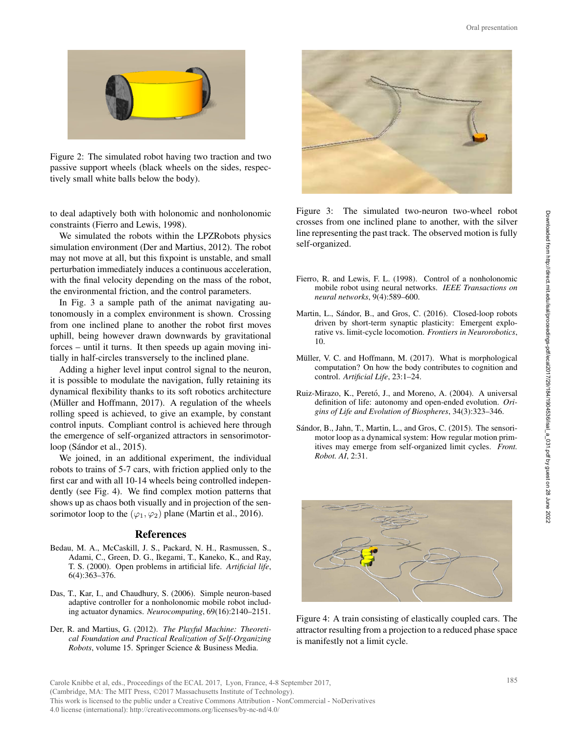Figure 2: The simulated robot having two traction and two passive support wheels (black wheels on the sides, respectively small white balls below the body).

to deal adaptively both with holonomic and nonholonomic constraints (Fierro and Lewis, 1998).

We simulated the robots within the LPZRobots physics simulation environment (Der and Martius, 2012). The robot may not move at all, but this fixpoint is unstable, and small perturbation immediately induces a continuous acceleration, with the final velocity depending on the mass of the robot, the environmental friction, and the control parameters.

In Fig. 3 a sample path of the animat navigating autonomously in a complex environment is shown. Crossing from one inclined plane to another the robot first moves uphill, being however drawn downwards by gravitational forces – until it turns. It then speeds up again moving initially in half-circles transversely to the inclined plane.

Adding a higher level input control signal to the neuron, it is possible to modulate the navigation, fully retaining its dynamical flexibility thanks to its soft robotics architecture (Müller and Hoffmann, 2017). A regulation of the wheels rolling speed is achieved, to give an example, by constant control inputs. Compliant control is achieved here through the emergence of self-organized attractors in sensorimotor-loop (Sándor et al., 2015).

We joined, in an additional experiment, the individual robots to trains of 5-7 cars, with friction applied only to the first car and with all 10-14 wheels being controlled independently (see Fig. 4). We find complex motion patterns that shows up as chaos both visually and in projection of the sensorimotor loop to the $(\varphi_1, \varphi_2)$ plane (Martin et al., 2016).

Figure 3: The simulated two-neuron two-wheel robot crosses from one inclined plane to another, with the silver line representing the past track. The observed motion is fully self-organized.

Figure 4: A train consisting of elastically coupled cars. The attractor resulting from a projection to a reduced phase space is manifestly not a limit cycle.

## References

Bedau, M. A., McCaskill, J. S., Packard, N. H., Rasmussen, S., Adami, C., Green, D. G., Ikegami, T., Kaneko, K., and Ray, T. S. (2000). Open problems in artificial life. *Artificial life*, 6(4):363–376.

Das, T., Kar, I., and Chaudhury, S. (2006). Simple neuron-based adaptive controller for a nonholonomic mobile robot including actuator dynamics. *Neurocomputing*, 69(16):2140–2151.

Der, R. and Martius, G. (2012). *The Playful Machine: Theoretical Foundation and Practical Realization of Self-Organizing Robots*, volume 15. Springer Science & Business Media.

Fierro, R. and Lewis, F. L. (1998). Control of a nonholonomic mobile robot using neural networks. *IEEE Transactions on neural networks*, 9(4):589–600.

Martin, L., Sándor, B., and Gros, C. (2016). Closed-loop robots driven by short-term synaptic plasticity: Emergent explorative vs. limit-cycle locomotion. *Frontiers in Neurorobotics*, 10.

Müller, V. C. and Hoffmann, M. (2017). What is morphological computation? On how the body contributes to cognition and control. *Artificial Life*, 23:1–24.

Ruiz-Mirazo, K., Peretó, J., and Moreno, A. (2004). A universal definition of life: autonomy and open-ended evolution. *Origins of Life and Evolution of Biospheres*, 34(3):323–346.

Sándor, B., Jahn, T., Martin, L., and Gros, C. (2015). The sensorimotor loop as a dynamical system: How regular motion primitives may emerge from self-organized limit cycles. *Front. Robot. AI*, 2:31.